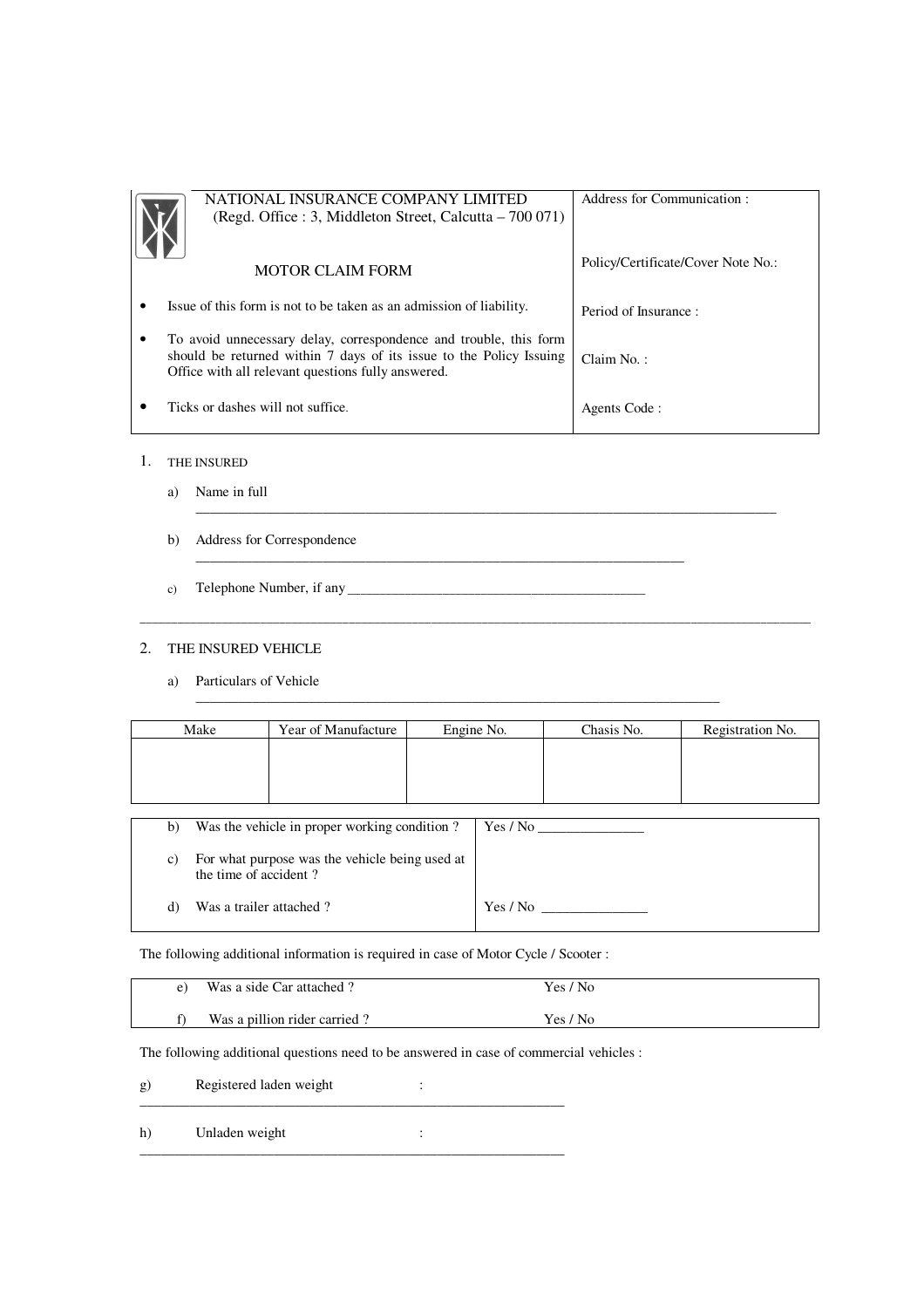# NATIONAL INSURANCE COMPANY LIMITED

(Regd. Office : 3, Middleton Street, Calcutta – 700 071)

## MOTOR CLAIM FORM

- Issue of this form is not to be taken as an admission of liability.
- To avoid unnecessary delay, correspondence and trouble, this form should be returned within 7 days of its issue to the Policy Issuing Office with all relevant questions fully answered.
- Ticks or dashes will not suffice.

Address for Communication :

Policy/Certificate/Cover Note No.:

Period of Insurance :

Claim No. :

Agents Code :

1. THE INSURED

   a) Name in full ________________________________________________

   b) Address for Correspondence ________________________________________________

   c) Telephone Number, if any ________________________________________________

---

2. THE INSURED VEHICLE

   a) Particulars of Vehicle ________________________________________________

| Make | Year of Manufacture | Engine No. | Chasis No. | Registration No. |
|---|---|---|---|---|
| | | | | |

| | |
|---|---|
| b) Was the vehicle in proper working condition ? | Yes / No ______________ |
| c) For what purpose was the vehicle being used at the time of accident ? | |
| d) Was a trailer attached ? | Yes / No ______________ |

The following additional information is required in case of Motor Cycle / Scooter :

| | |
|---|---|
| e) Was a side Car attached ? | Yes / No |
| f) Was a pillion rider carried ? | Yes / No |

The following additional questions need to be answered in case of commercial vehicles :

g) Registered laden weight : ________________________________________________

h) Unladen weight : ________________________________________________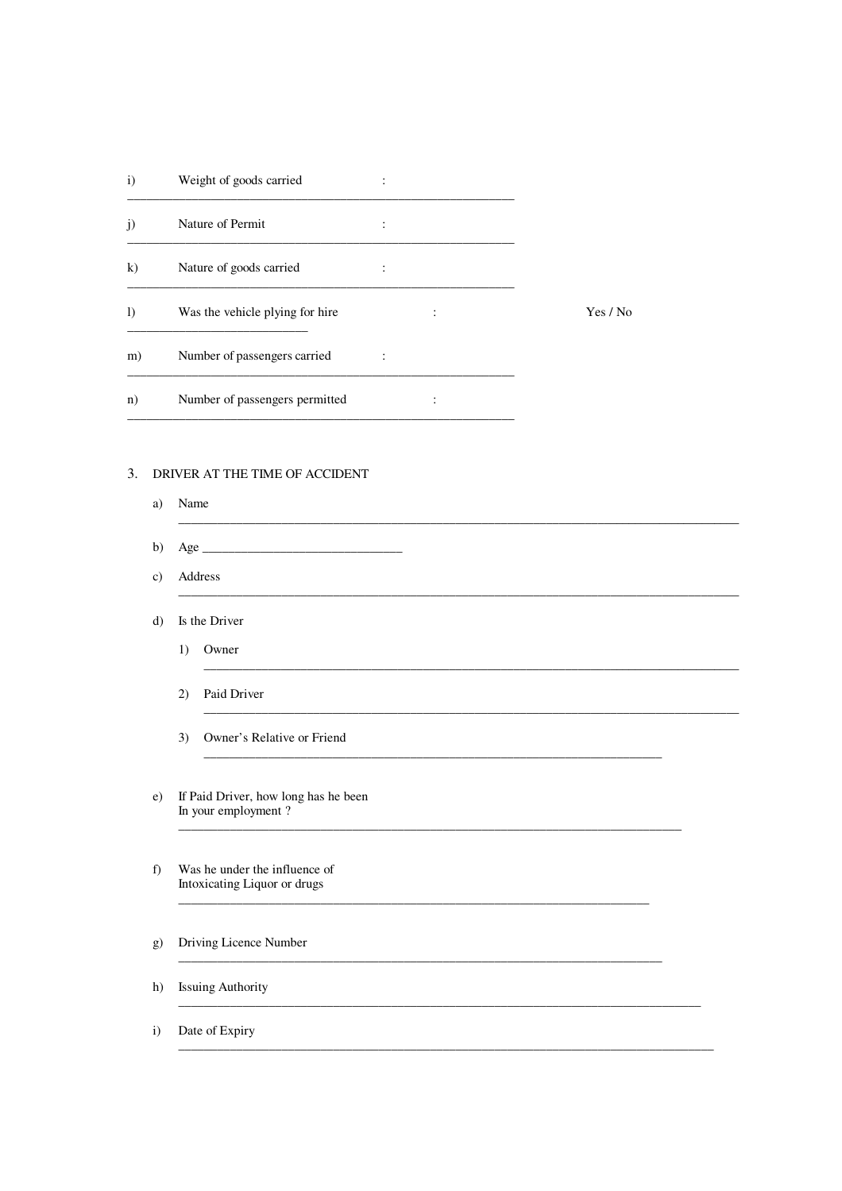i) Weight of goods carried :

j) Nature of Permit :

k) Nature of goods carried :

l) Was the vehicle plying for hire : Yes / No

m) Number of passengers carried :

n) Number of passengers permitted :

3. DRIVER AT THE TIME OF ACCIDENT

a) Name

b) Age ______________________________

c) Address

d) Is the Driver

1) Owner

2) Paid Driver

3) Owner's Relative or Friend

e) If Paid Driver, how long has he been In your employment ?

f) Was he under the influence of Intoxicating Liquor or drugs

g) Driving Licence Number

h) Issuing Authority

i) Date of Expiry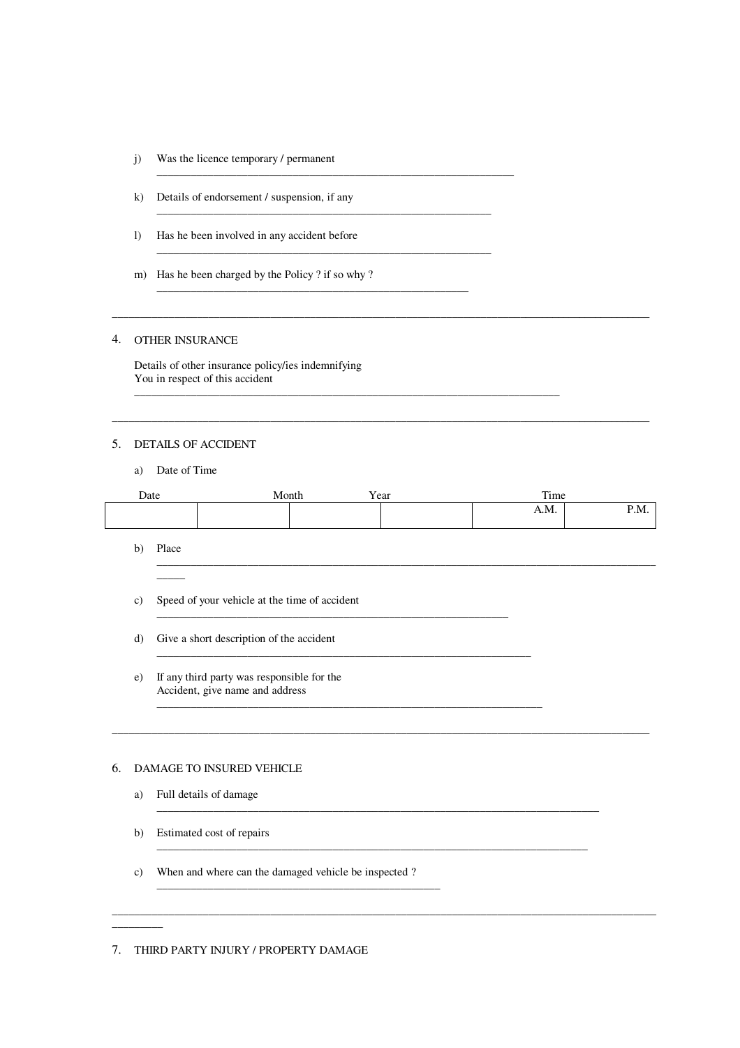j) Was the licence temporary / permanent

______________________________________________________________

k) Details of endorsement / suspension, if any

__________________________________________________________

l) Has he been involved in any accident before

__________________________________________________________

m) Has he been charged by the Policy ? if so why ?

______________________________________________________

---

4. OTHER INSURANCE

Details of other insurance policy/ies indemnifying
You in respect of this accident

__________________________________________________________________________

---

5. DETAILS OF ACCIDENT

a) Date of Time

| Date | | Month | Year | | Time | |
|---|---|---|---|---|---|---|
| | | | | | A.M. | P.M. |

b) Place

_________________________________________________________________________________________

c) Speed of your vehicle at the time of accident

_____________________________________________________________

d) Give a short description of the accident

_________________________________________________________________

e) If any third party was responsible for the
Accident, give name and address

___________________________________________________________________

---

6. DAMAGE TO INSURED VEHICLE

a) Full details of damage

_____________________________________________________________________________

b) Estimated cost of repairs

___________________________________________________________________________

c) When and where can the damaged vehicle be inspected ?

__________________________________________________

---

7. THIRD PARTY INJURY / PROPERTY DAMAGE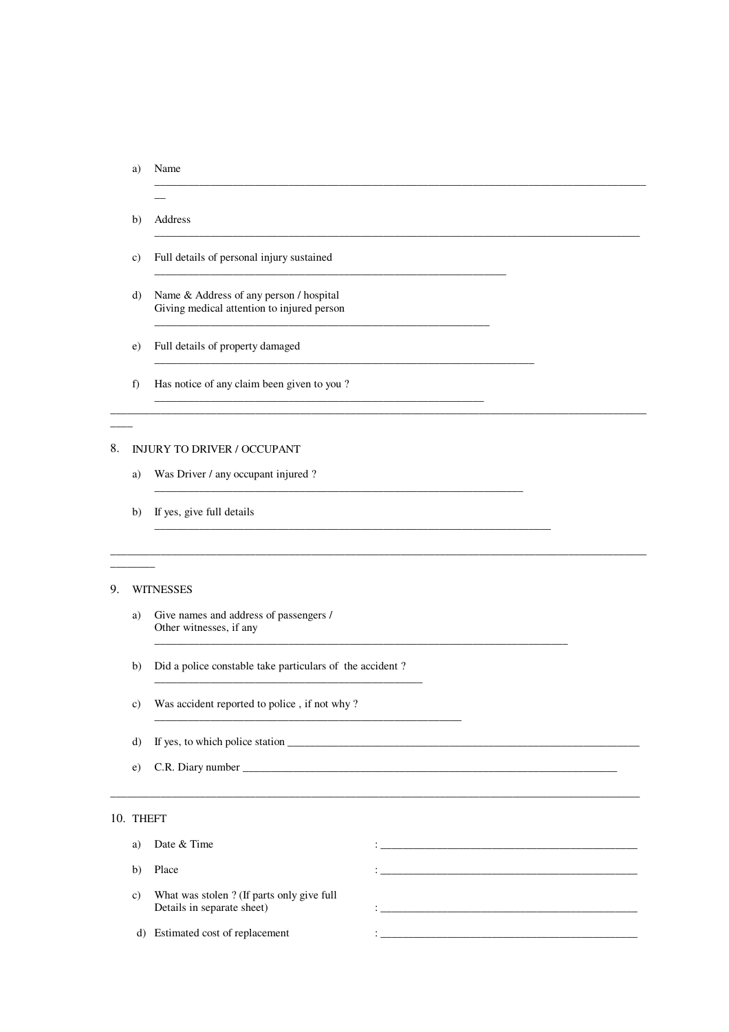a) Name ________________________________________________

b) Address ________________________________________________

c) Full details of personal injury sustained ________________________________

d) Name & Address of any person / hospital Giving medical attention to injured person ________________________________

e) Full details of property damaged ________________________________

f) Has notice of any claim been given to you ? ________________________________

---

8. INJURY TO DRIVER / OCCUPANT

a) Was Driver / any occupant injured ? ________________________________

b) If yes, give full details ________________________________

---

9. WITNESSES

a) Give names and address of passengers / Other witnesses, if any ________________________________

b) Did a police constable take particulars of the accident ? ________________________________

c) Was accident reported to police , if not why ? ________________________________

d) If yes, to which police station ________________________________

e) C.R. Diary number ________________________________

---

10. THEFT

a) Date & Time : ________________________________

b) Place : ________________________________

c) What was stolen ? (If parts only give full Details in separate sheet) : ________________________________

d) Estimated cost of replacement : ________________________________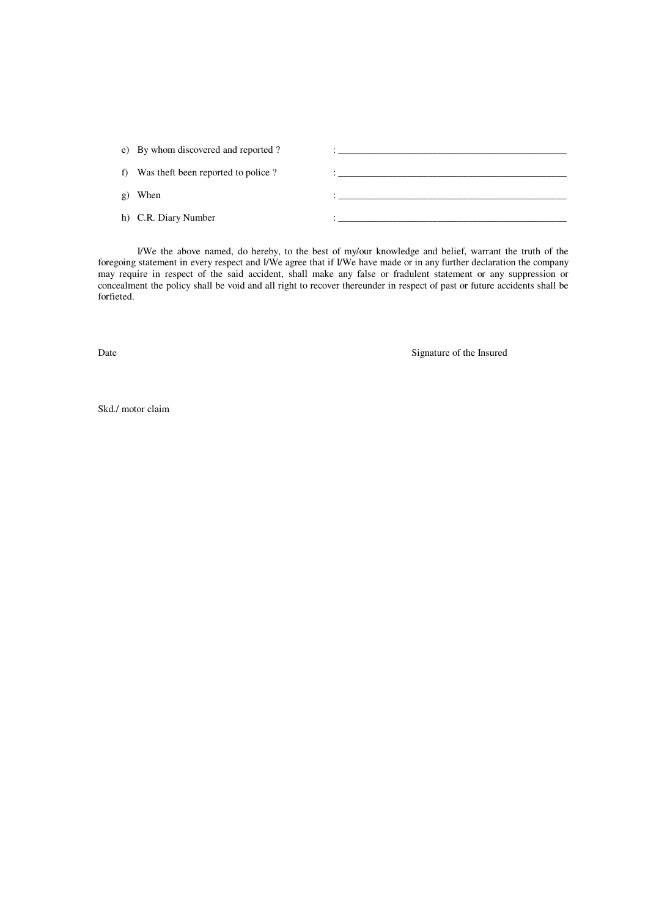e) By whom discovered and reported ? : ________________________________________________

f) Was theft been reported to police ? : ________________________________________________

g) When : ________________________________________________

h) C.R. Diary Number : ________________________________________________

I/We the above named, do hereby, to the best of my/our knowledge and belief, warrant the truth of the foregoing statement in every respect and I/We agree that if I/We have made or in any further declaration the company may require in respect of the said accident, shall make any false or fradulent statement or any suppression or concealment the policy shall be void and all right to recover thereunder in respect of past or future accidents shall be forfieted.

Date Signature of the Insured

Skd./ motor claim